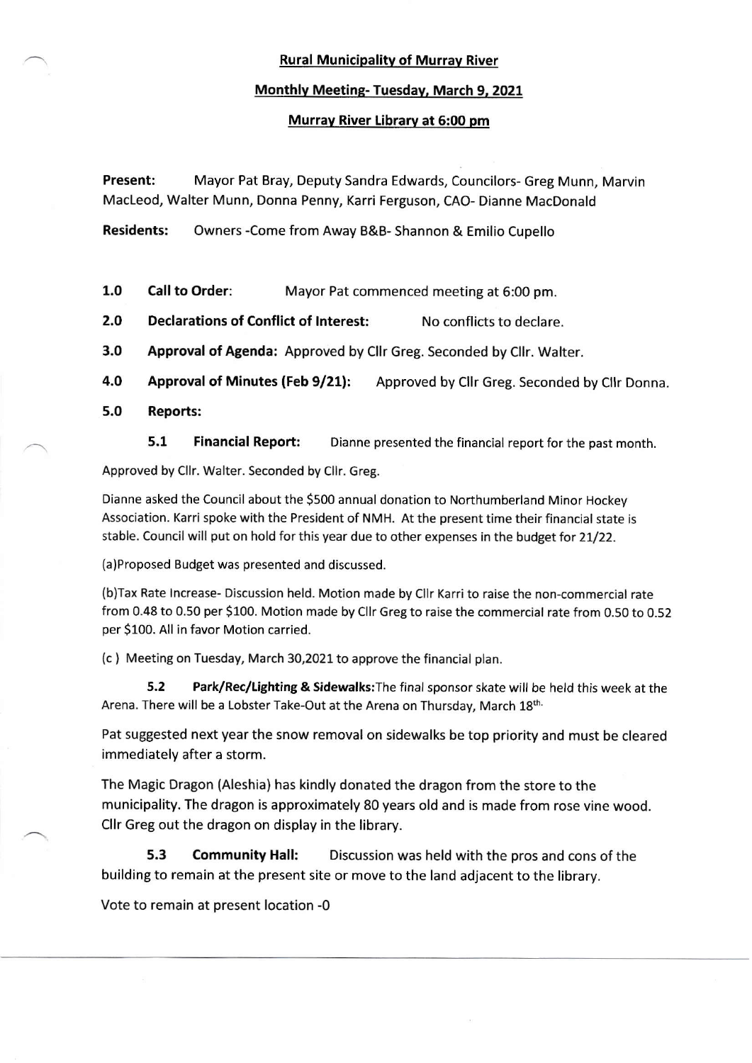**Rural Municipality of Murray River**

**Monthly Meeting- Tuesday, March 9, 2021**

**Murray River Library at 6:00 pm**

**Present:** Mayor Pat Bray, Deputy Sandra Edwards, Councilors- Greg Munn, Marvin MacLeod, Walter Munn, Donna Penny, Karri Ferguson, CAO- Dianne MacDonald

**Residents:** Owners -Come from Away B&B- Shannon & Emilio Cupello

**1.0 Call to Order:** Mayor Pat commenced meeting at 6:00 pm.

**2.0 Declarations of Conflict of Interest:** No conflicts to declare.

**3.0 Approval of Agenda:** Approved by Cllr Greg. Seconded by Cllr. Walter.

**4.0 Approval of Minutes (Feb 9/21):** Approved by Cllr Greg. Seconded by Cllr Donna.

**5.0 Reports:**

**5.1 Financial Report:** Dianne presented the financial report for the past month.

Approved by Cllr. Walter. Seconded by Cllr. Greg.

Dianne asked the Council about the $500 annual donation to Northumberland Minor Hockey Association. Karri spoke with the President of NMH. At the present time their financial state is stable. Council will put on hold for this year due to other expenses in the budget for 21/22.

(a)Proposed Budget was presented and discussed.

(b)Tax Rate Increase- Discussion held. Motion made by Cllr Karri to raise the non-commercial rate from 0.48 to 0.50 per $100. Motion made by Cllr Greg to raise the commercial rate from 0.50 to 0.52 per $100. All in favor Motion carried.

(c ) Meeting on Tuesday, March 30,2021 to approve the financial plan.

**5.2 Park/Rec/Lighting & Sidewalks:** The final sponsor skate will be held this week at the Arena. There will be a Lobster Take-Out at the Arena on Thursday, March 18th.

Pat suggested next year the snow removal on sidewalks be top priority and must be cleared immediately after a storm.

The Magic Dragon (Aleshia) has kindly donated the dragon from the store to the municipality. The dragon is approximately 80 years old and is made from rose vine wood. Cllr Greg out the dragon on display in the library.

**5.3 Community Hall:** Discussion was held with the pros and cons of the building to remain at the present site or move to the land adjacent to the library.

Vote to remain at present location -0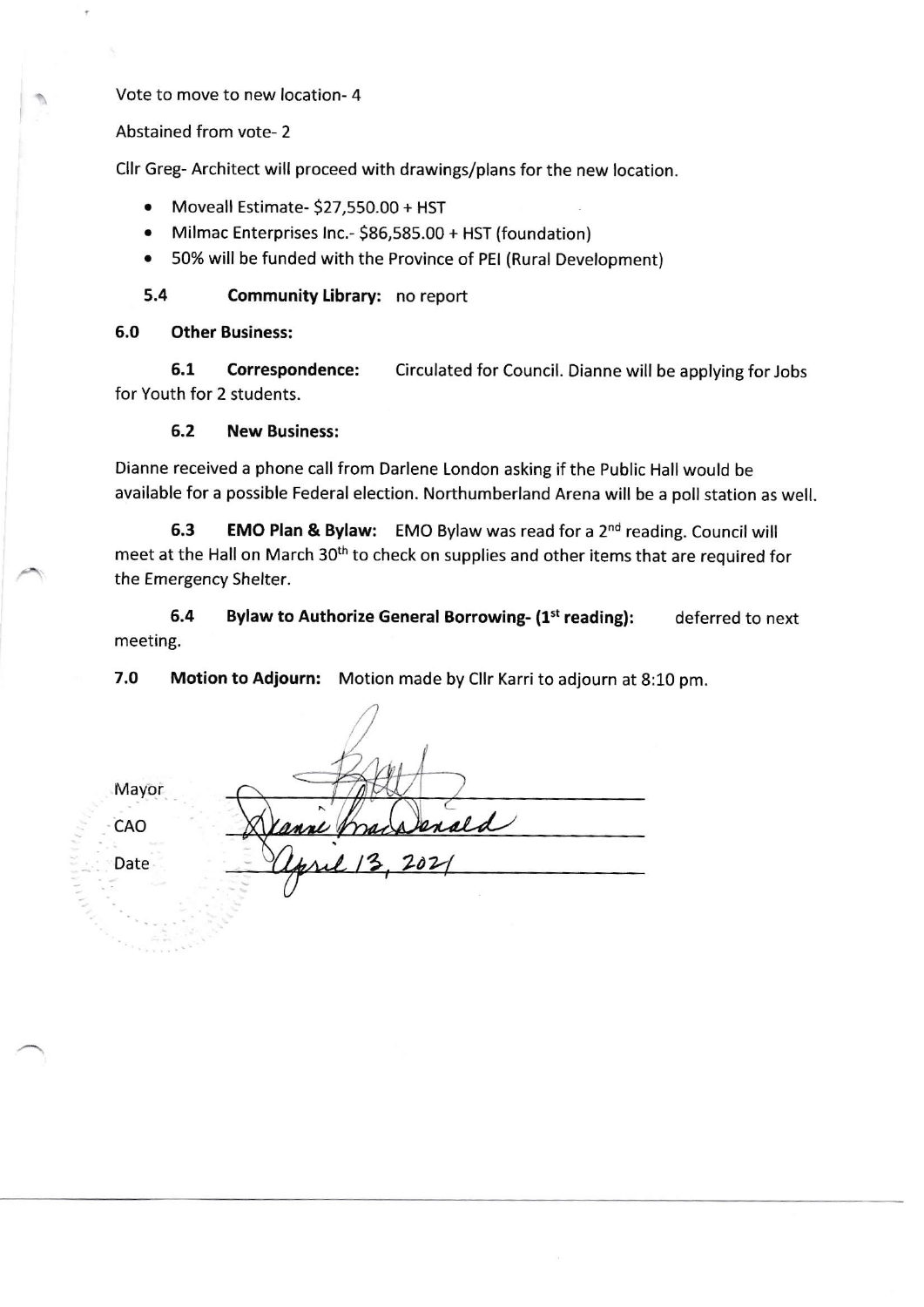Vote to move to new location- 4

Abstained from vote- 2

Cllr Greg- Architect will proceed with drawings/plans for the new location.

- Moveall Estimate- $27,550.00 + HST
- Milmac Enterprises Inc.- $86,585.00 + HST (foundation)
- 50% will be funded with the Province of PEI (Rural Development)

**5.4 Community Library:** no report

**6.0 Other Business:**

**6.1 Correspondence:** Circulated for Council. Dianne will be applying for Jobs for Youth for 2 students.

**6.2 New Business:**

Dianne received a phone call from Darlene London asking if the Public Hall would be available for a possible Federal election. Northumberland Arena will be a poll station as well.

**6.3 EMO Plan & Bylaw:** EMO Bylaw was read for a 2nd reading. Council will meet at the Hall on March 30th to check on supplies and other items that are required for the Emergency Shelter.

**6.4 Bylaw to Authorize General Borrowing- (1st reading):** deferred to next meeting.

**7.0 Motion to Adjourn:** Motion made by Cllr Karri to adjourn at 8:10 pm.

Mayor ____________________

CAO Dianne MacDonald

Date April 13, 2021